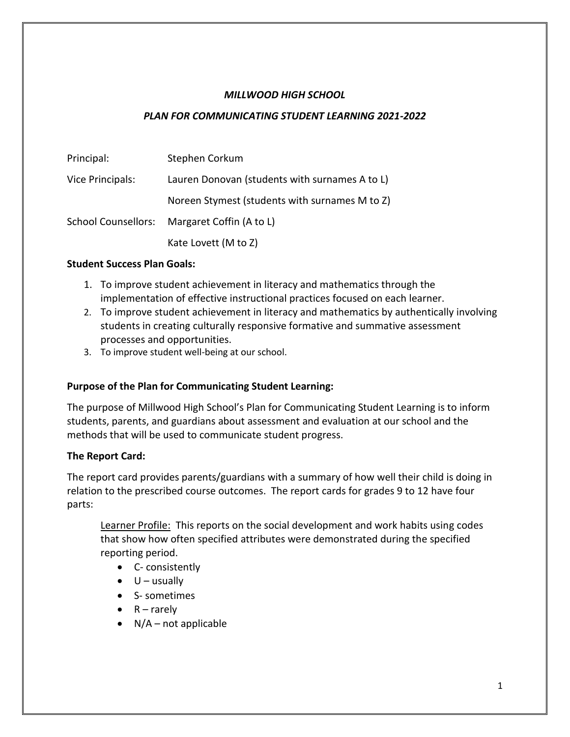*MILLWOOD HIGH SCHOOL*

*PLAN FOR COMMUNICATING STUDENT LEARNING 2021-2022*

| | |
|---|---|
| Principal: | Stephen Corkum |
| Vice Principals: | Lauren Donovan (students with surnames A to L) |
| | Noreen Stymest (students with surnames M to Z) |
| School Counsellors: | Margaret Coffin (A to L) |
| | Kate Lovett (M to Z) |

**Student Success Plan Goals:**

1. To improve student achievement in literacy and mathematics through the implementation of effective instructional practices focused on each learner.
2. To improve student achievement in literacy and mathematics by authentically involving students in creating culturally responsive formative and summative assessment processes and opportunities.
3. To improve student well-being at our school.

**Purpose of the Plan for Communicating Student Learning:**

The purpose of Millwood High School's Plan for Communicating Student Learning is to inform students, parents, and guardians about assessment and evaluation at our school and the methods that will be used to communicate student progress.

**The Report Card:**

The report card provides parents/guardians with a summary of how well their child is doing in relation to the prescribed course outcomes. The report cards for grades 9 to 12 have four parts:

Learner Profile: This reports on the social development and work habits using codes that show how often specified attributes were demonstrated during the specified reporting period.

- C- consistently
- U – usually
- S- sometimes
- R – rarely
- N/A – not applicable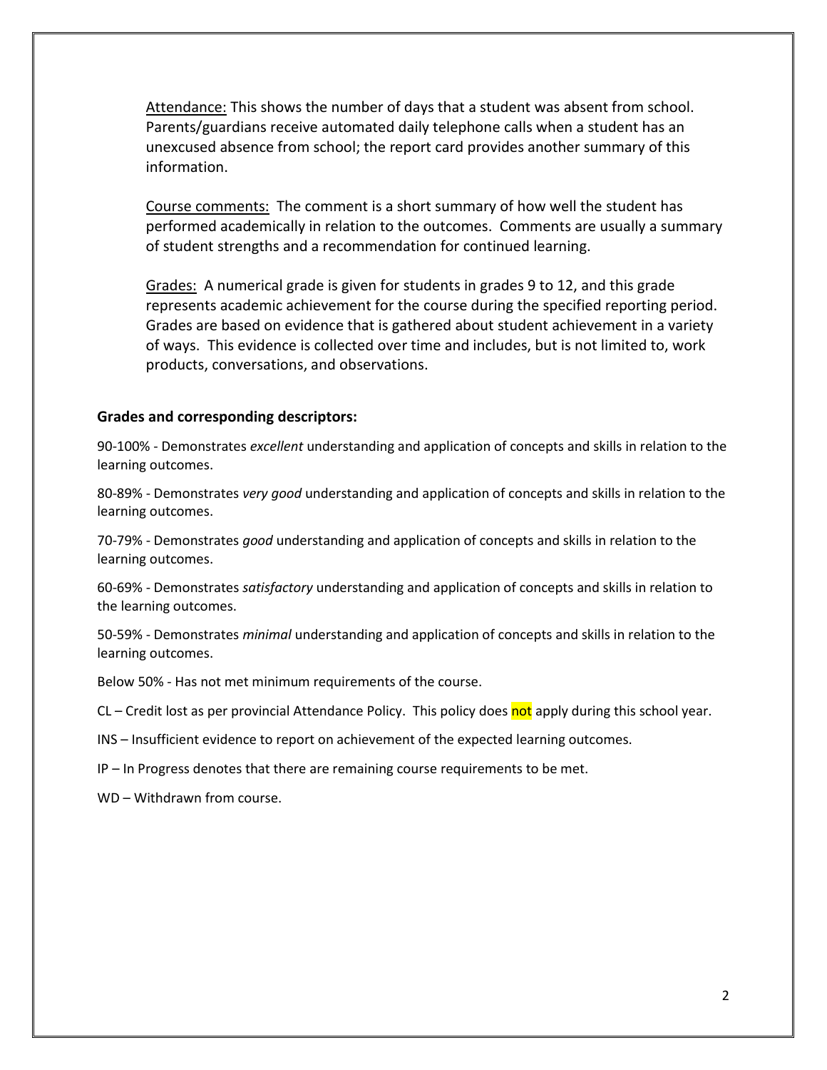Attendance: This shows the number of days that a student was absent from school. Parents/guardians receive automated daily telephone calls when a student has an unexcused absence from school; the report card provides another summary of this information.

Course comments: The comment is a short summary of how well the student has performed academically in relation to the outcomes. Comments are usually a summary of student strengths and a recommendation for continued learning.

Grades: A numerical grade is given for students in grades 9 to 12, and this grade represents academic achievement for the course during the specified reporting period. Grades are based on evidence that is gathered about student achievement in a variety of ways. This evidence is collected over time and includes, but is not limited to, work products, conversations, and observations.

**Grades and corresponding descriptors:**

90-100% - Demonstrates *excellent* understanding and application of concepts and skills in relation to the learning outcomes.

80-89% - Demonstrates *very good* understanding and application of concepts and skills in relation to the learning outcomes.

70-79% - Demonstrates *good* understanding and application of concepts and skills in relation to the learning outcomes.

60-69% - Demonstrates *satisfactory* understanding and application of concepts and skills in relation to the learning outcomes.

50-59% - Demonstrates *minimal* understanding and application of concepts and skills in relation to the learning outcomes.

Below 50% - Has not met minimum requirements of the course.

CL – Credit lost as per provincial Attendance Policy. This policy does not apply during this school year.

INS – Insufficient evidence to report on achievement of the expected learning outcomes.

IP – In Progress denotes that there are remaining course requirements to be met.

WD – Withdrawn from course.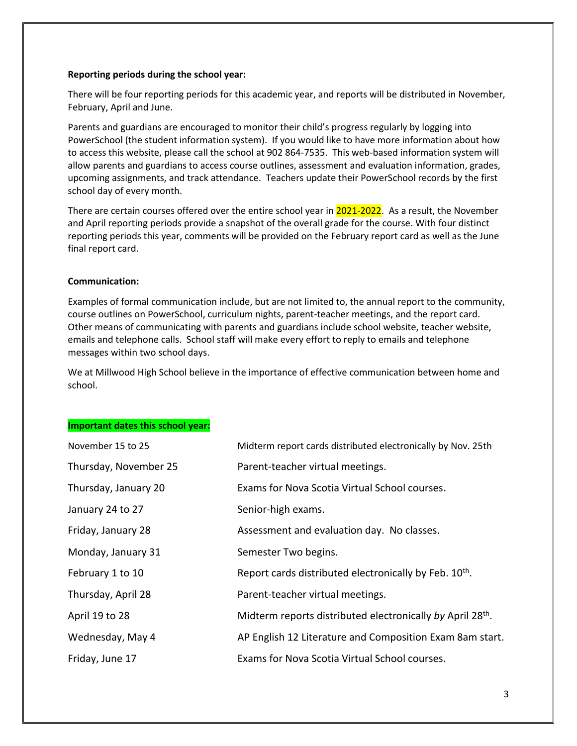**Reporting periods during the school year:**

There will be four reporting periods for this academic year, and reports will be distributed in November, February, April and June.

Parents and guardians are encouraged to monitor their child's progress regularly by logging into PowerSchool (the student information system). If you would like to have more information about how to access this website, please call the school at 902 864-7535. This web-based information system will allow parents and guardians to access course outlines, assessment and evaluation information, grades, upcoming assignments, and track attendance. Teachers update their PowerSchool records by the first school day of every month.

There are certain courses offered over the entire school year in 2021-2022. As a result, the November and April reporting periods provide a snapshot of the overall grade for the course. With four distinct reporting periods this year, comments will be provided on the February report card as well as the June final report card.

**Communication:**

Examples of formal communication include, but are not limited to, the annual report to the community, course outlines on PowerSchool, curriculum nights, parent-teacher meetings, and the report card. Other means of communicating with parents and guardians include school website, teacher website, emails and telephone calls. School staff will make every effort to reply to emails and telephone messages within two school days.

We at Millwood High School believe in the importance of effective communication between home and school.

**Important dates this school year:**

| | |
|---|---|
| November 15 to 25 | Midterm report cards distributed electronically by Nov. 25th |
| Thursday, November 25 | Parent-teacher virtual meetings. |
| Thursday, January 20 | Exams for Nova Scotia Virtual School courses. |
| January 24 to 27 | Senior-high exams. |
| Friday, January 28 | Assessment and evaluation day. No classes. |
| Monday, January 31 | Semester Two begins. |
| February 1 to 10 | Report cards distributed electronically by Feb. 10th. |
| Thursday, April 28 | Parent-teacher virtual meetings. |
| April 19 to 28 | Midterm reports distributed electronically *by* April 28th. |
| Wednesday, May 4 | AP English 12 Literature and Composition Exam 8am start. |
| Friday, June 17 | Exams for Nova Scotia Virtual School courses. |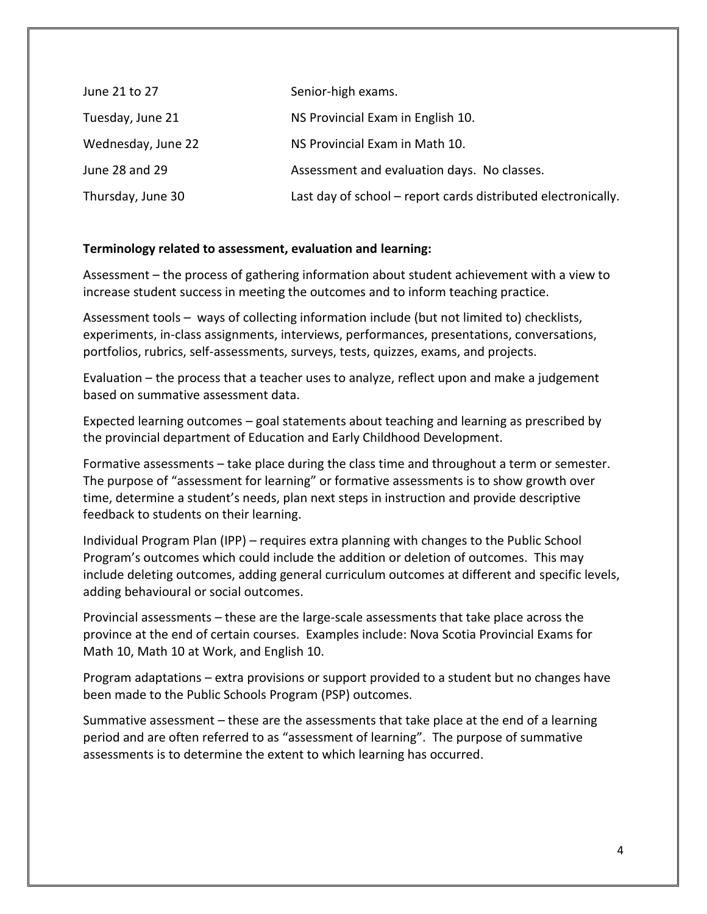| | |
|---|---|
| June 21 to 27 | Senior-high exams. |
| Tuesday, June 21 | NS Provincial Exam in English 10. |
| Wednesday, June 22 | NS Provincial Exam in Math 10. |
| June 28 and 29 | Assessment and evaluation days. No classes. |
| Thursday, June 30 | Last day of school – report cards distributed electronically. |

**Terminology related to assessment, evaluation and learning:**

Assessment – the process of gathering information about student achievement with a view to increase student success in meeting the outcomes and to inform teaching practice.

Assessment tools – ways of collecting information include (but not limited to) checklists, experiments, in-class assignments, interviews, performances, presentations, conversations, portfolios, rubrics, self-assessments, surveys, tests, quizzes, exams, and projects.

Evaluation – the process that a teacher uses to analyze, reflect upon and make a judgement based on summative assessment data.

Expected learning outcomes – goal statements about teaching and learning as prescribed by the provincial department of Education and Early Childhood Development.

Formative assessments – take place during the class time and throughout a term or semester. The purpose of "assessment for learning" or formative assessments is to show growth over time, determine a student's needs, plan next steps in instruction and provide descriptive feedback to students on their learning.

Individual Program Plan (IPP) – requires extra planning with changes to the Public School Program's outcomes which could include the addition or deletion of outcomes. This may include deleting outcomes, adding general curriculum outcomes at different and specific levels, adding behavioural or social outcomes.

Provincial assessments – these are the large-scale assessments that take place across the province at the end of certain courses. Examples include: Nova Scotia Provincial Exams for Math 10, Math 10 at Work, and English 10.

Program adaptations – extra provisions or support provided to a student but no changes have been made to the Public Schools Program (PSP) outcomes.

Summative assessment – these are the assessments that take place at the end of a learning period and are often referred to as "assessment of learning". The purpose of summative assessments is to determine the extent to which learning has occurred.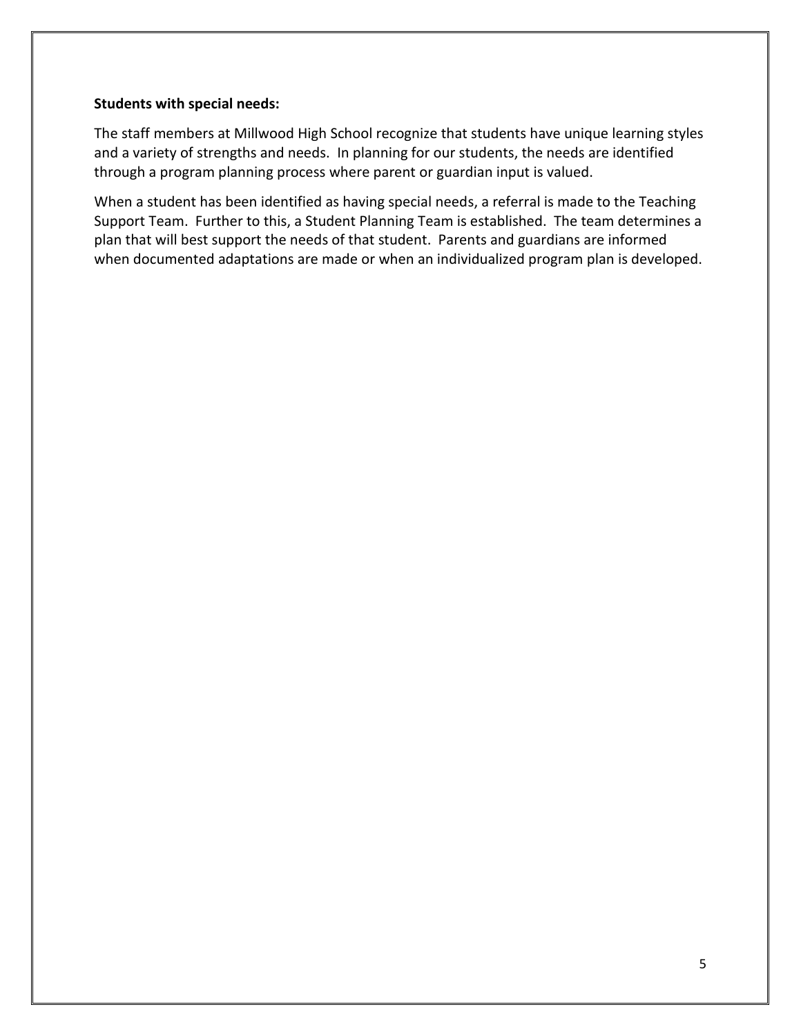**Students with special needs:**

The staff members at Millwood High School recognize that students have unique learning styles and a variety of strengths and needs. In planning for our students, the needs are identified through a program planning process where parent or guardian input is valued.

When a student has been identified as having special needs, a referral is made to the Teaching Support Team. Further to this, a Student Planning Team is established. The team determines a plan that will best support the needs of that student. Parents and guardians are informed when documented adaptations are made or when an individualized program plan is developed.